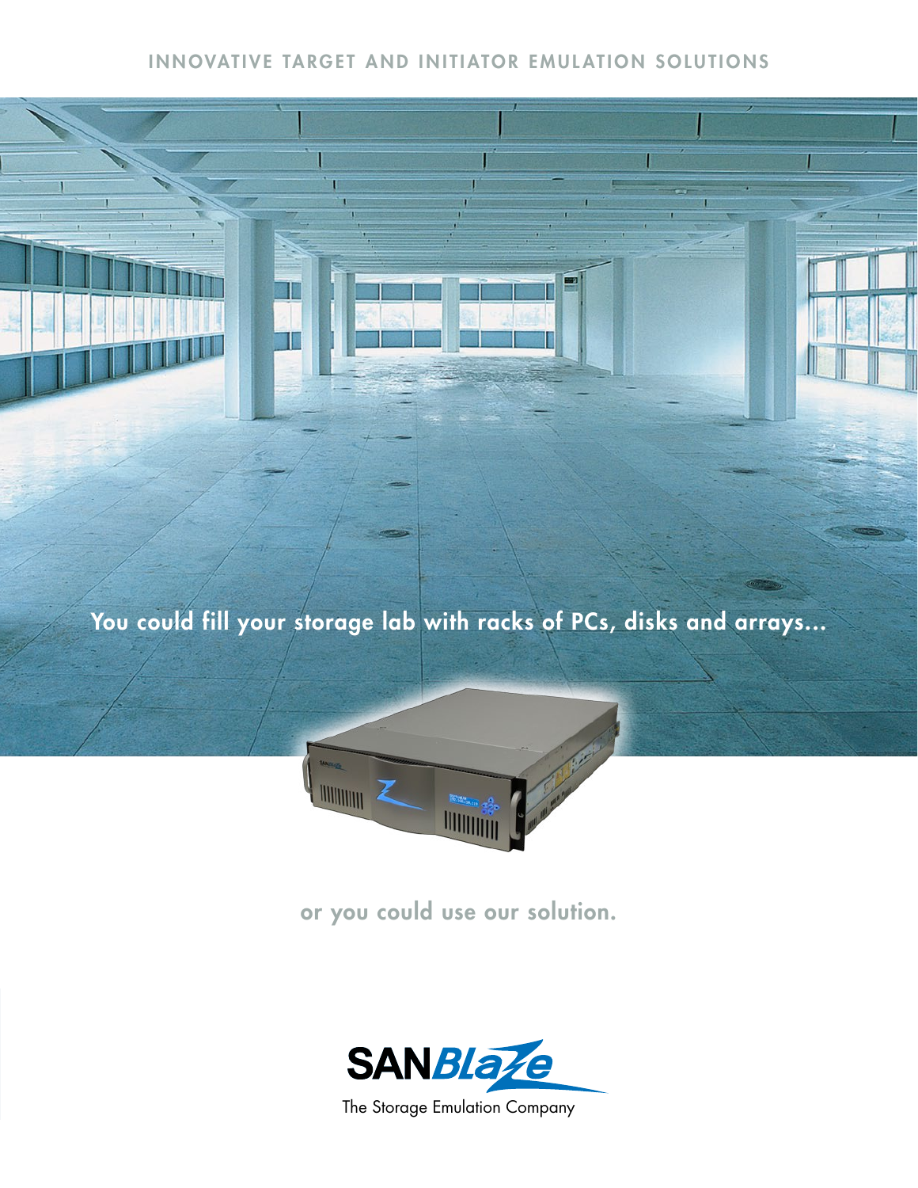INNOVATIVE TARGET AND INITIATOR EMULATION SOLUTIONS

You could fill your storage lab with racks of PCs, disks and arrays...

or you could use our solution.

SANBlaze

The Storage Emulation Company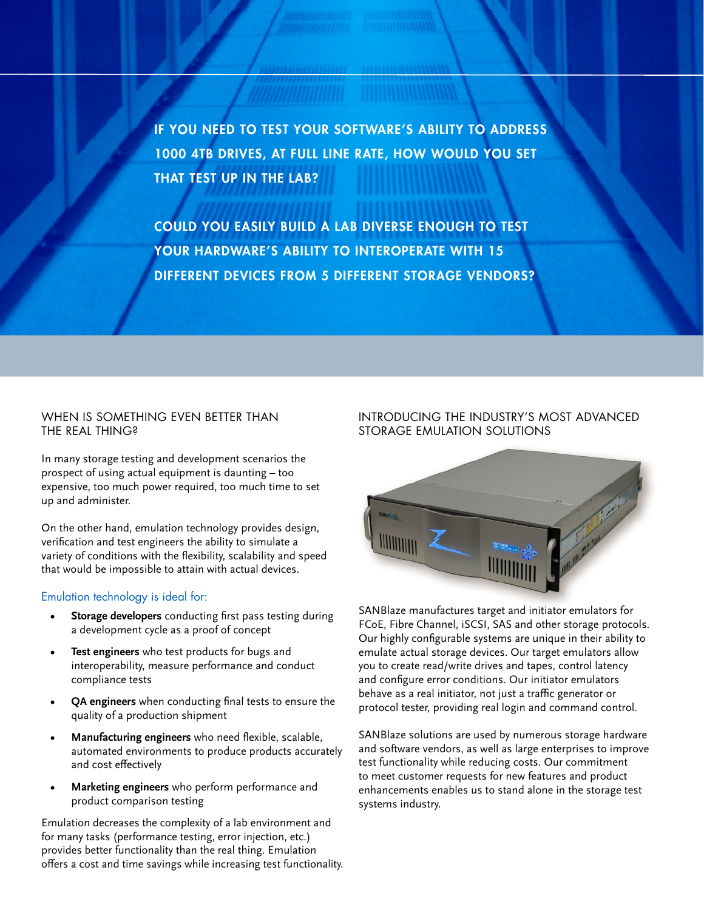IF YOU NEED TO TEST YOUR SOFTWARE'S ABILITY TO ADDRESS 1000 4TB DRIVES, AT FULL LINE RATE, HOW WOULD YOU SET THAT TEST UP IN THE LAB?

COULD YOU EASILY BUILD A LAB DIVERSE ENOUGH TO TEST YOUR HARDWARE'S ABILITY TO INTEROPERATE WITH 15 DIFFERENT DEVICES FROM 5 DIFFERENT STORAGE VENDORS?

## WHEN IS SOMETHING EVEN BETTER THAN THE REAL THING?

In many storage testing and development scenarios the prospect of using actual equipment is daunting – too expensive, too much power required, too much time to set up and administer.

On the other hand, emulation technology provides design, verification and test engineers the ability to simulate a variety of conditions with the flexibility, scalability and speed that would be impossible to attain with actual devices.

### Emulation technology is ideal for:

- **Storage developers** conducting first pass testing during a development cycle as a proof of concept
- **Test engineers** who test products for bugs and interoperability, measure performance and conduct compliance tests
- **QA engineers** when conducting final tests to ensure the quality of a production shipment
- **Manufacturing engineers** who need flexible, scalable, automated environments to produce products accurately and cost effectively
- **Marketing engineers** who perform performance and product comparison testing

Emulation decreases the complexity of a lab environment and for many tasks (performance testing, error injection, etc.) provides better functionality than the real thing. Emulation offers a cost and time savings while increasing test functionality.

## INTRODUCING THE INDUSTRY'S MOST ADVANCED STORAGE EMULATION SOLUTIONS

SANBlaze manufactures target and initiator emulators for FCoE, Fibre Channel, iSCSI, SAS and other storage protocols. Our highly configurable systems are unique in their ability to emulate actual storage devices. Our target emulators allow you to create read/write drives and tapes, control latency and configure error conditions. Our initiator emulators behave as a real initiator, not just a traffic generator or protocol tester, providing real login and command control.

SANBlaze solutions are used by numerous storage hardware and software vendors, as well as large enterprises to improve test functionality while reducing costs. Our commitment to meet customer requests for new features and product enhancements enables us to stand alone in the storage test systems industry.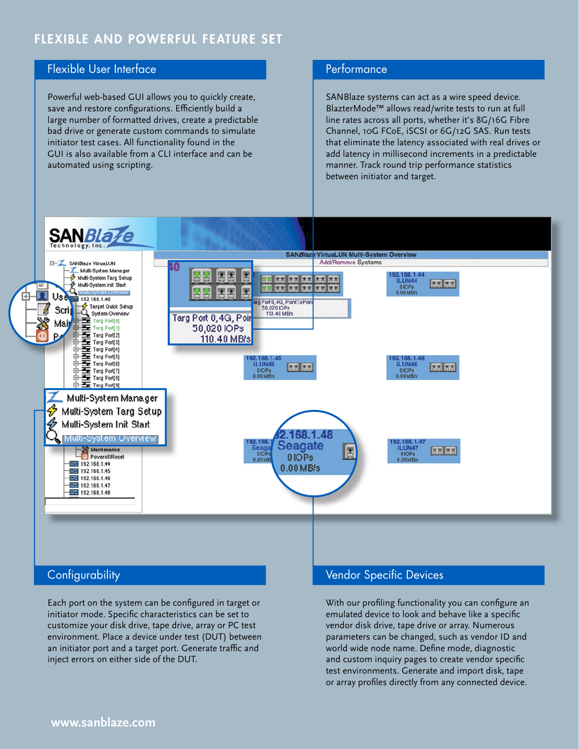# FLEXIBLE AND POWERFUL FEATURE SET

## Flexible User Interface

Powerful web-based GUI allows you to quickly create, save and restore configurations. Efficiently build a large number of formatted drives, create a predictable bad drive or generate custom commands to simulate initiator test cases. All functionality found in the GUI is also available from a CLI interface and can be automated using scripting.

## Performance

SANBlaze systems can act as a wire speed device. BlazterMode™ allows read/write tests to run at full line rates across all ports, whether it's 8G/16G Fibre Channel, 10G FCoE, iSCSI or 6G/12G SAS. Run tests that eliminate the latency associated with real drives or add latency in millisecond increments in a predictable manner. Track round trip performance statistics between initiator and target.

## Configurability

Each port on the system can be configured in target or initiator mode. Specific characteristics can be set to customize your disk drive, tape drive, array or PC test environment. Place a device under test (DUT) between an initiator port and a target port. Generate traffic and inject errors on either side of the DUT.

## Vendor Specific Devices

With our profiling functionality you can configure an emulated device to look and behave like a specific vendor disk drive, tape drive or array. Numerous parameters can be changed, such as vendor ID and world wide node name. Define mode, diagnostic and custom inquiry pages to create vendor specific test environments. Generate and import disk, tape or array profiles directly from any connected device.

www.sanblaze.com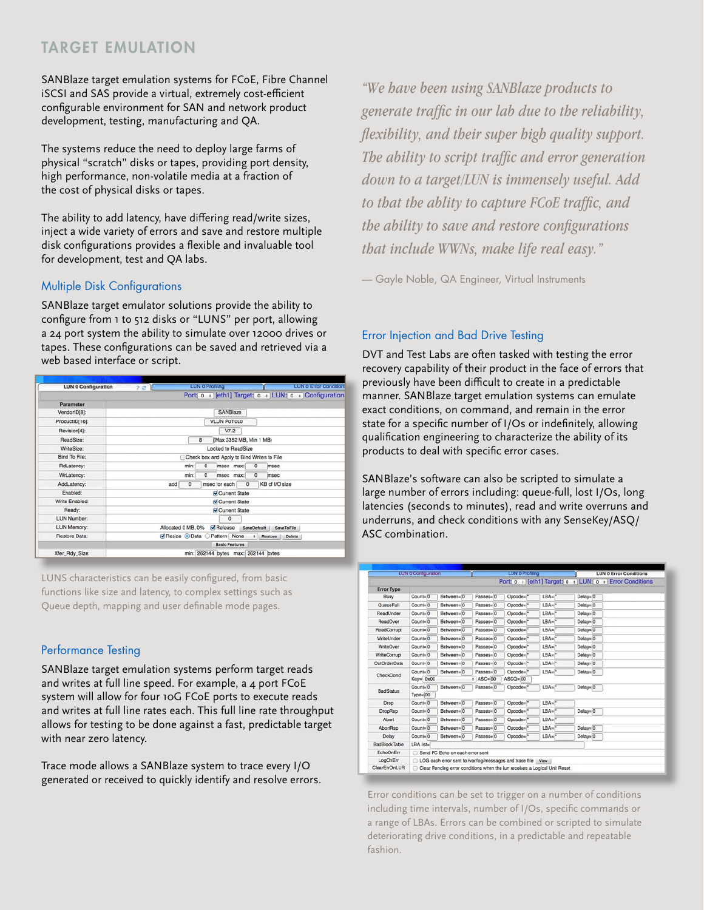# TARGET EMULATION

SANBlaze target emulation systems for FCoE, Fibre Channel iSCSI and SAS provide a virtual, extremely cost-efficient configurable environment for SAN and network product development, testing, manufacturing and QA.

The systems reduce the need to deploy large farms of physical "scratch" disks or tapes, providing port density, high performance, non-volatile media at a fraction of the cost of physical disks or tapes.

The ability to add latency, have differing read/write sizes, inject a wide variety of errors and save and restore multiple disk configurations provides a flexible and invaluable tool for development, test and QA labs.

## Multiple Disk Configurations

SANBlaze target emulator solutions provide the ability to configure from 1 to 512 disks or "LUNS" per port, allowing a 24 port system the ability to simulate over 12000 drives or tapes. These configurations can be saved and retrieved via a web based interface or script.

LUNS characteristics can be easily configured, from basic functions like size and latency, to complex settings such as Queue depth, mapping and user definable mode pages.

## Performance Testing

SANBlaze target emulation systems perform target reads and writes at full line speed. For example, a 4 port FCoE system will allow for four 10G FCoE ports to execute reads and writes at full line rates each. This full line rate throughput allows for testing to be done against a fast, predictable target with near zero latency.

Trace mode allows a SANBlaze system to trace every I/O generated or received to quickly identify and resolve errors.

*"We have been using SANBlaze products to generate traffic in our lab due to the reliability, flexibility, and their super high quality support. The ability to script traffic and error generation down to a target/LUN is immensely useful. Add to that the ablity to capture FCoE traffic, and the ability to save and restore configurations that include WWNs, make life real easy."*

— Gayle Noble, QA Engineer, Virtual Instruments

## Error Injection and Bad Drive Testing

DVT and Test Labs are often tasked with testing the error recovery capability of their product in the face of errors that previously have been difficult to create in a predictable manner. SANBlaze target emulation systems can emulate exact conditions, on command, and remain in the error state for a specific number of I/Os or indefinitely, allowing qualification engineering to characterize the ability of its products to deal with specific error cases.

SANBlaze's software can also be scripted to simulate a large number of errors including: queue-full, lost I/Os, long latencies (seconds to minutes), read and write overruns and underruns, and check conditions with any SenseKey/ASQ/ASC combination.

Error conditions can be set to trigger on a number of conditions including time intervals, number of I/Os, specific commands or a range of LBAs. Errors can be combined or scripted to simulate deteriorating drive conditions, in a predictable and repeatable fashion.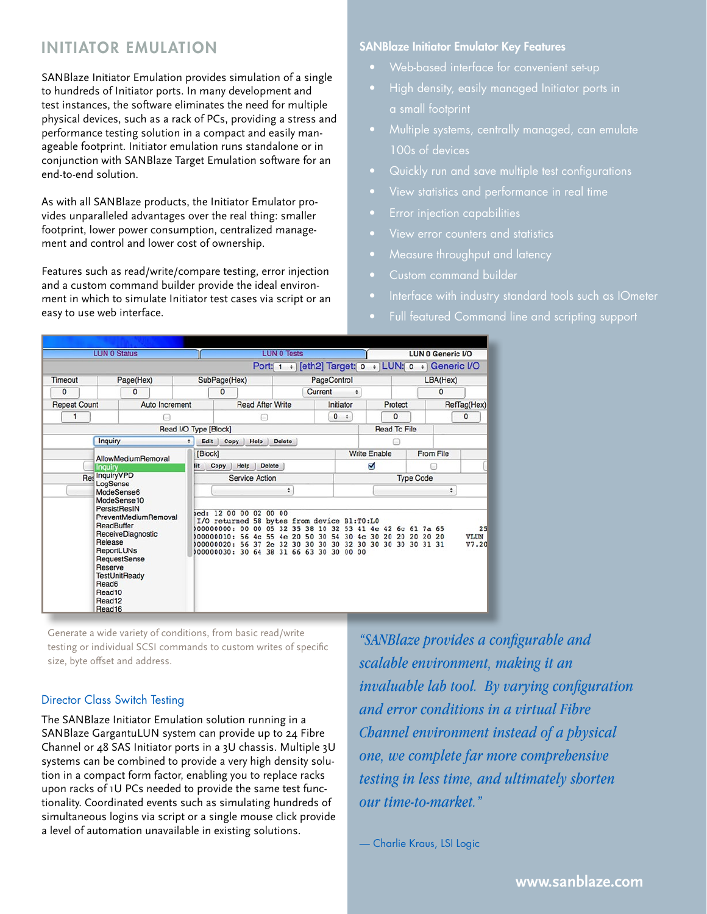## INITIATOR EMULATION

SANBlaze Initiator Emulation provides simulation of a single to hundreds of Initiator ports. In many development and test instances, the software eliminates the need for multiple physical devices, such as a rack of PCs, providing a stress and performance testing solution in a compact and easily manageable footprint. Initiator emulation runs standalone or in conjunction with SANBlaze Target Emulation software for an end-to-end solution.

As with all SANBlaze products, the Initiator Emulator provides unparalleled advantages over the real thing: smaller footprint, lower power consumption, centralized management and control and lower cost of ownership.

Features such as read/write/compare testing, error injection and a custom command builder provide the ideal environment in which to simulate Initiator test cases via script or an easy to use web interface.

### SANBlaze Initiator Emulator Key Features

- Web-based interface for convenient set-up
- High density, easily managed Initiator ports in a small footprint
- Multiple systems, centrally managed, can emulate 100s of devices
- Quickly run and save multiple test configurations
- View statistics and performance in real time
- Error injection capabilities
- View error counters and statistics
- Measure throughput and latency
- Custom command builder
- Interface with industry standard tools such as IOmeter
- Full featured Command line and scripting support

Generate a wide variety of conditions, from basic read/write testing or individual SCSI commands to custom writes of specific size, byte offset and address.

### Director Class Switch Testing

The SANBlaze Initiator Emulation solution running in a SANBlaze GargantuLUN system can provide up to 24 Fibre Channel or 48 SAS Initiator ports in a 3U chassis. Multiple 3U systems can be combined to provide a very high density solution in a compact form factor, enabling you to replace racks upon racks of 1U PCs needed to provide the same test functionality. Coordinated events such as simulating hundreds of simultaneous logins via script or a single mouse click provide a level of automation unavailable in existing solutions.

*"SANBlaze provides a configurable and scalable environment, making it an invaluable lab tool. By varying configuration and error conditions in a virtual Fibre Channel environment instead of a physical one, we complete far more comprehensive testing in less time, and ultimately shorten our time-to-market."*

— Charlie Kraus, LSI Logic

www.sanblaze.com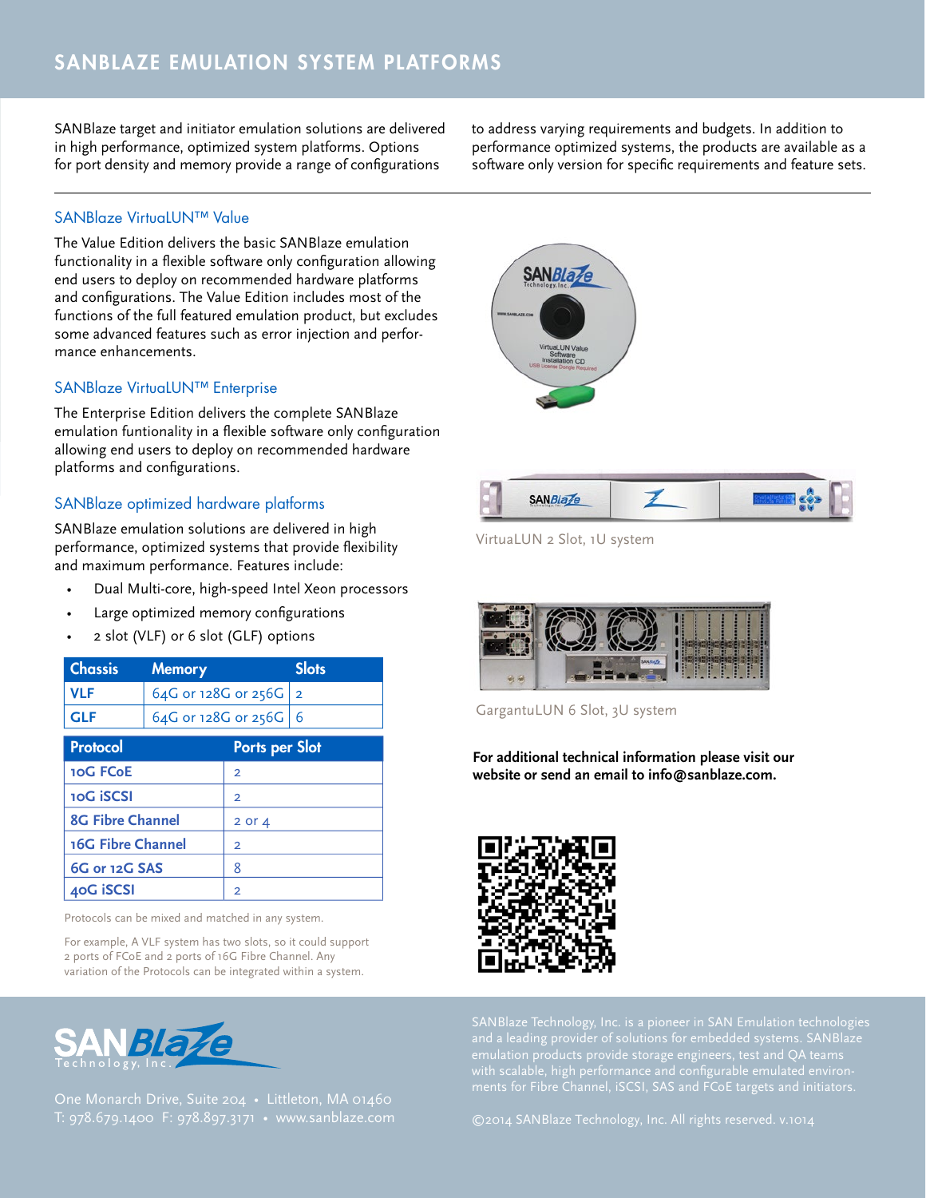# SANBLAZE EMULATION SYSTEM PLATFORMS

SANBlaze target and initiator emulation solutions are delivered in high performance, optimized system platforms. Options for port density and memory provide a range of configurations to address varying requirements and budgets. In addition to performance optimized systems, the products are available as a software only version for specific requirements and feature sets.

## SANBlaze VirtuaLUN™ Value

The Value Edition delivers the basic SANBlaze emulation functionality in a flexible software only configuration allowing end users to deploy on recommended hardware platforms and configurations. The Value Edition includes most of the functions of the full featured emulation product, but excludes some advanced features such as error injection and performance enhancements.

## SANBlaze VirtuaLUN™ Enterprise

The Enterprise Edition delivers the complete SANBlaze emulation funtionality in a flexible software only configuration allowing end users to deploy on recommended hardware platforms and configurations.

## SANBlaze optimized hardware platforms

SANBlaze emulation solutions are delivered in high performance, optimized systems that provide flexibility and maximum performance. Features include:

- Dual Multi-core, high-speed Intel Xeon processors
- Large optimized memory configurations
- 2 slot (VLF) or 6 slot (GLF) options

| Chassis | Memory | Slots |
|---|---|---|
| VLF | 64G or 128G or 256G | 2 |
| GLF | 64G or 128G or 256G | 6 |

| Protocol | Ports per Slot |
|---|---|
| 10G FCoE | 2 |
| 10G iSCSI | 2 |
| 8G Fibre Channel | 2 or 4 |
| 16G Fibre Channel | 2 |
| 6G or 12G SAS | 8 |
| 40G iSCSI | 2 |

Protocols can be mixed and matched in any system.

For example, A VLF system has two slots, so it could support 2 ports of FCoE and 2 ports of 16G Fibre Channel. Any variation of the Protocols can be integrated within a system.

VirtuaLUN 2 Slot, 1U system

GargantuLUN 6 Slot, 3U system

**For additional technical information please visit our website or send an email to info@sanblaze.com.**

One Monarch Drive, Suite 204 • Littleton, MA 01460
T: 978.679.1400 F: 978.897.3171 • www.sanblaze.com

SANBlaze Technology, Inc. is a pioneer in SAN Emulation technologies and a leading provider of solutions for embedded systems. SANBlaze emulation products provide storage engineers, test and QA teams with scalable, high performance and configurable emulated environments for Fibre Channel, iSCSI, SAS and FCoE targets and initiators.

©2014 SANBlaze Technology, Inc. All rights reserved. v.1014